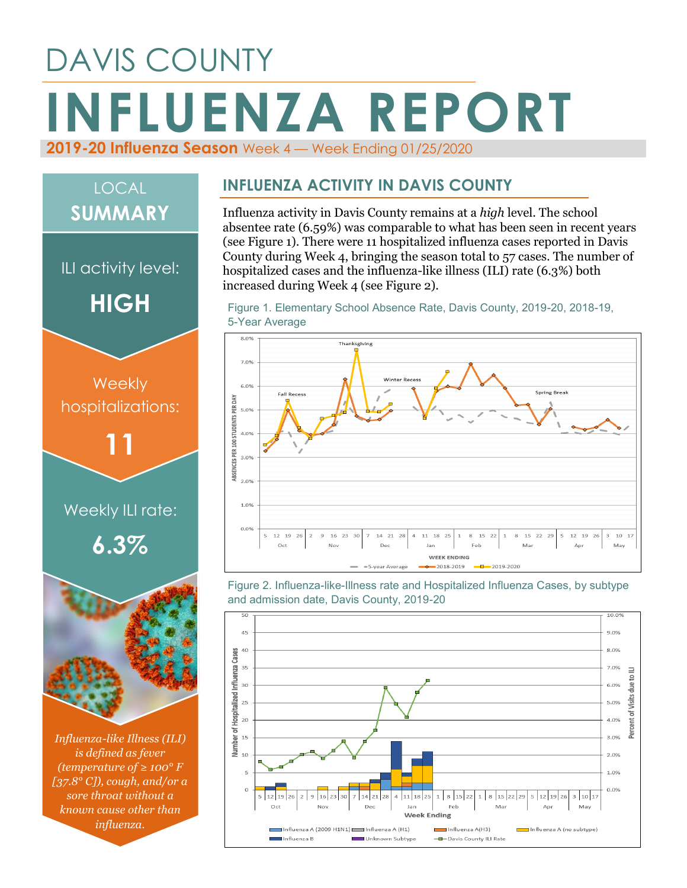# DAVIS COUNTY

# INFLUENZA REPORT

**2019-20 Influenza Season** Week 4 — Week Ending 01/25/2020

## LOCAL SUMMARY

ILI activity level:

**HIGH**

Weekly hospitalizations:

**11**

Weekly ILI rate:

**6.3%**

*Influenza-like Illness (ILI) is defined as fever (temperature of ≥ 100° F [37.8° C]), cough, and/or a sore throat without a known cause other than influenza.*

## INFLUENZA ACTIVITY IN DAVIS COUNTY

Influenza activity in Davis County remains at a *high* level. The school absentee rate (6.59%) was comparable to what has been seen in recent years (see Figure 1). There were 11 hospitalized influenza cases reported in Davis County during Week 4, bringing the season total to 57 cases. The number of hospitalized cases and the influenza-like illness (ILI) rate (6.3%) both increased during Week 4 (see Figure 2).

Figure 1. Elementary School Absence Rate, Davis County, 2019-20, 2018-19, 5-Year Average

Figure 2. Influenza-like-Illness rate and Hospitalized Influenza Cases, by subtype and admission date, Davis County, 2019-20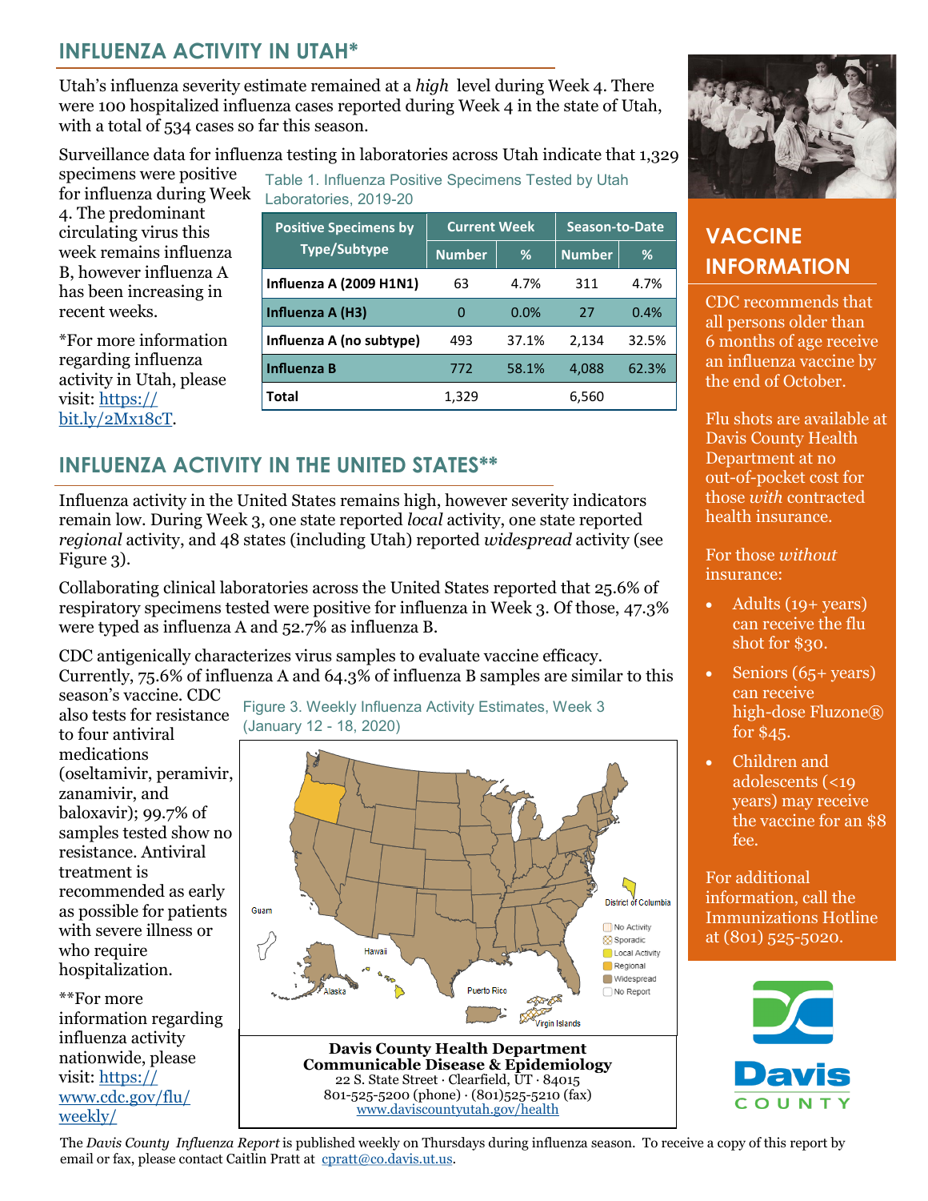## INFLUENZA ACTIVITY IN UTAH*

Utah's influenza severity estimate remained at a *high* level during Week 4. There were 100 hospitalized influenza cases reported during Week 4 in the state of Utah, with a total of 534 cases so far this season.

Surveillance data for influenza testing in laboratories across Utah indicate that 1,329 specimens were positive for influenza during Week 4. The predominant circulating virus this week remains influenza B, however influenza A has been increasing in recent weeks.

*For more information regarding influenza activity in Utah, please visit: https://bit.ly/2Mx18cT.

Table 1. Influenza Positive Specimens Tested by Utah Laboratories, 2019-20

| Positive Specimens by Type/Subtype | Current Week | | Season-to-Date | |
|---|---|---|---|---|
| | Number | % | Number | % |
| Influenza A (2009 H1N1) | 63 | 4.7% | 311 | 4.7% |
| Influenza A (H3) | 0 | 0.0% | 27 | 0.4% |
| Influenza A (no subtype) | 493 | 37.1% | 2,134 | 32.5% |
| Influenza B | 772 | 58.1% | 4,088 | 62.3% |
| Total | 1,329 | | 6,560 | |

## INFLUENZA ACTIVITY IN THE UNITED STATES**

Influenza activity in the United States remains high, however severity indicators remain low. During Week 3, one state reported *local* activity, one state reported *regional* activity, and 48 states (including Utah) reported *widespread* activity (see Figure 3).

Collaborating clinical laboratories across the United States reported that 25.6% of respiratory specimens tested were positive for influenza in Week 3. Of those, 47.3% were typed as influenza A and 52.7% as influenza B.

CDC antigenically characterizes virus samples to evaluate vaccine efficacy. Currently, 75.6% of influenza A and 64.3% of influenza B samples are similar to this season's vaccine. CDC also tests for resistance to four antiviral medications (oseltamivir, peramivir, zanamivir, and baloxavir); 99.7% of samples tested show no resistance. Antiviral treatment is recommended as early as possible for patients with severe illness or who require hospitalization.

**For more information regarding influenza activity nationwide, please visit: https://www.cdc.gov/flu/weekly/

Figure 3. Weekly Influenza Activity Estimates, Week 3 (January 12 - 18, 2020)

Guam
Hawaii
Alaska
Puerto Rico
Virgin Islands
District of Columbia
No Activity
Sporadic
Local Activity
Regional
Widespread
No Report

**Davis County Health Department**
**Communicable Disease & Epidemiology**
22 S. State Street · Clearfield, UT · 84015
801-525-5200 (phone) · (801)525-5210 (fax)
www.daviscountyutah.gov/health

## VACCINE INFORMATION

CDC recommends that all persons older than 6 months of age receive an influenza vaccine by the end of October.

Flu shots are available at Davis County Health Department at no out-of-pocket cost for those *with* contracted health insurance.

For those *without* insurance:

- Adults (19+ years) can receive the flu shot for $30.
- Seniors (65+ years) can receive high-dose Fluzone® for $45.
- Children and adolescents (<19 years) may receive the vaccine for an $8 fee.

For additional information, call the Immunizations Hotline at (801) 525-5020.

Davis COUNTY

The *Davis County Influenza Report* is published weekly on Thursdays during influenza season. To receive a copy of this report by email or fax, please contact Caitlin Pratt at cpratt@co.davis.ut.us.